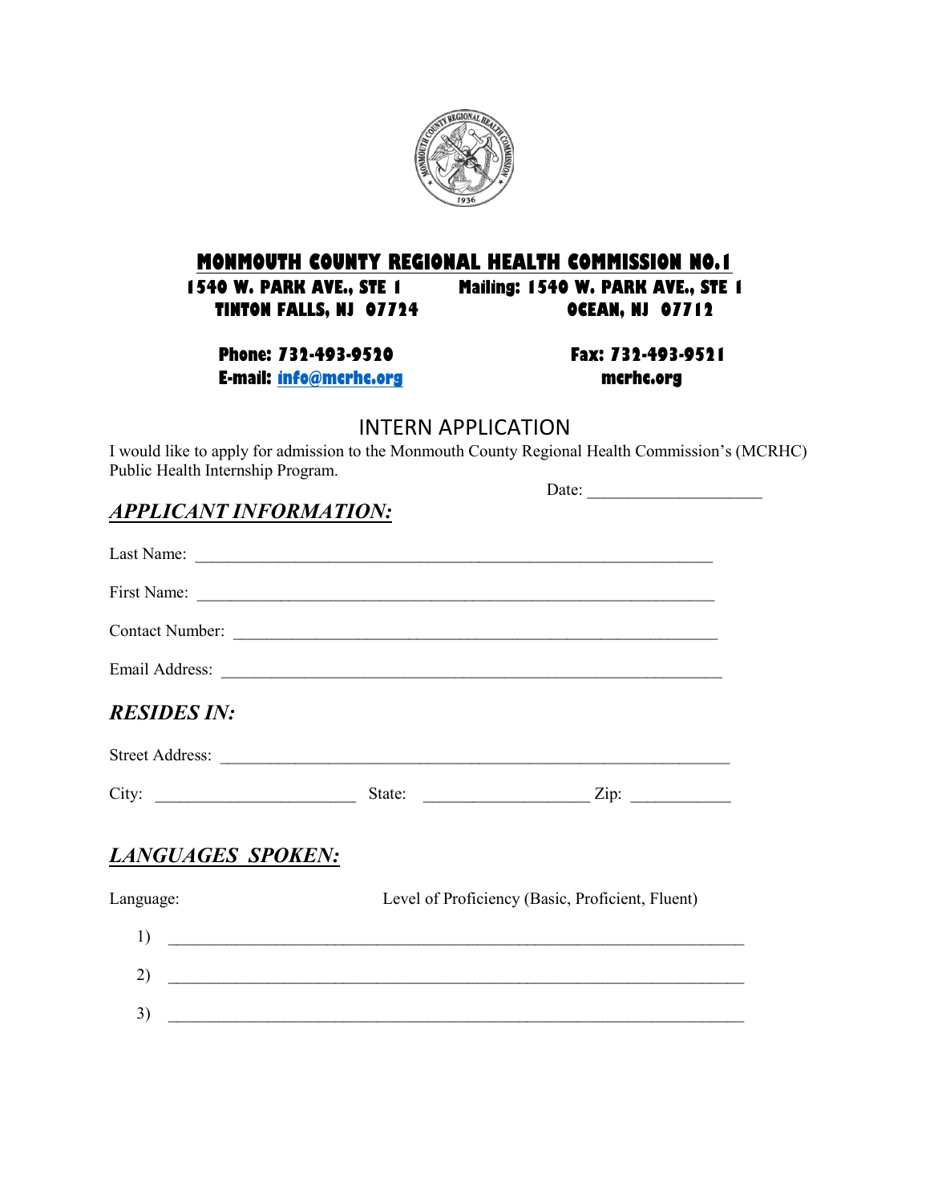# MONMOUTH COUNTY REGIONAL HEALTH COMMISSION NO.1

**1540 W. PARK AVE., STE 1**
**TINTON FALLS, NJ 07724**

**Mailing: 1540 W. PARK AVE., STE 1**
**OCEAN, NJ 07712**

**Phone: 732-493-9520**
**E-mail: info@mcrhc.org**

**Fax: 732-493-9521**
**mcrhc.org**

## INTERN APPLICATION

I would like to apply for admission to the Monmouth County Regional Health Commission's (MCRHC) Public Health Internship Program.

Date: ____________________

### *APPLICANT INFORMATION:*

Last Name: ____________________________________________________________

First Name: ____________________________________________________________

Contact Number: ________________________________________________________

Email Address: _________________________________________________________

### *RESIDES IN:*

Street Address: _________________________________________________________

City: ______________________ State: ____________________ Zip: ____________

### *LANGUAGES SPOKEN:*

Language: Level of Proficiency (Basic, Proficient, Fluent)

1) ____________________________________________________________________

2) ____________________________________________________________________

3) ____________________________________________________________________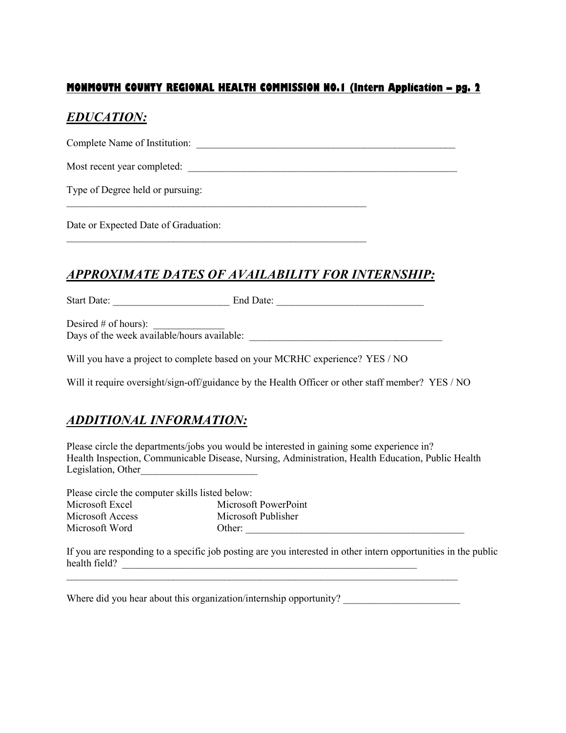**MONMOUTH COUNTY REGIONAL HEALTH COMMISSION NO.1 (Intern Application – pg. 2**

## ***EDUCATION:***

Complete Name of Institution: ____________________________________________________

Most recent year completed: _______________________________________________________

Type of Degree held or pursuing:

______________________________________________________________

Date or Expected Date of Graduation:

______________________________________________________________

## ***APPROXIMATE DATES OF AVAILABILITY FOR INTERNSHIP:***

Start Date: _______________________ End Date: _____________________________

Desired # of hours): ______________

Days of the week available/hours available: ______________________________________

Will you have a project to complete based on your MCRHC experience? YES / NO

Will it require oversight/sign-off/guidance by the Health Officer or other staff member? YES / NO

## ***ADDITIONAL INFORMATION:***

Please circle the departments/jobs you would be interested in gaining some experience in?
Health Inspection, Communicable Disease, Nursing, Administration, Health Education, Public Health Legislation, Other_______________________

Please circle the computer skills listed below:

| | |
|---|---|
| Microsoft Excel | Microsoft PowerPoint |
| Microsoft Access | Microsoft Publisher |
| Microsoft Word | Other: ____________________________________________ |

If you are responding to a specific job posting are you interested in other intern opportunities in the public health field? _______________________________________________________________

________________________________________________________________________________

Where did you hear about this organization/internship opportunity? _______________________